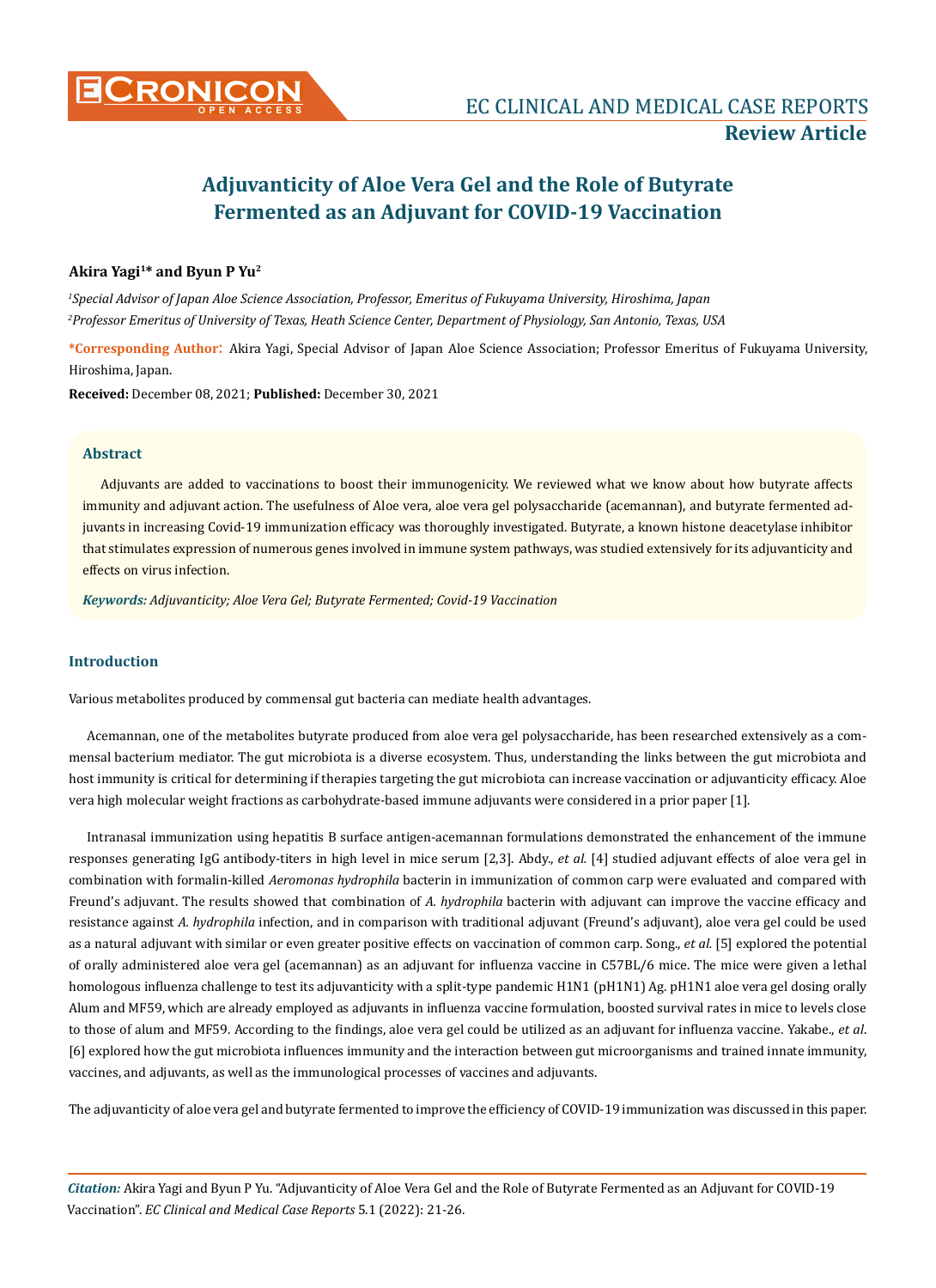# Adjuvanticity of Aloe Vera Gel and the Role of Butyrate Fermented as an Adjuvant for COVID-19 Vaccination

**Akira Yagi[1]* and Byun P Yu[2]**

*[1]Special Advisor of Japan Aloe Science Association, Professor, Emeritus of Fukuyama University, Hiroshima, Japan*

*[2]Professor Emeritus of University of Texas, Heath Science Center, Department of Physiology, San Antonio, Texas, USA*

**\*Corresponding Author:** Akira Yagi, Special Advisor of Japan Aloe Science Association; Professor Emeritus of Fukuyama University, Hiroshima, Japan.

**Received:** December 08, 2021; **Published:** December 30, 2021

## Abstract

Adjuvants are added to vaccinations to boost their immunogenicity. We reviewed what we know about how butyrate affects immunity and adjuvant action. The usefulness of Aloe vera, aloe vera gel polysaccharide (acemannan), and butyrate fermented adjuvants in increasing Covid-19 immunization efficacy was thoroughly investigated. Butyrate, a known histone deacetylase inhibitor that stimulates expression of numerous genes involved in immune system pathways, was studied extensively for its adjuvanticity and effects on virus infection.

***Keywords:*** *Adjuvanticity; Aloe Vera Gel; Butyrate Fermented; Covid-19 Vaccination*

## Introduction

Various metabolites produced by commensal gut bacteria can mediate health advantages.

Acemannan, one of the metabolites butyrate produced from aloe vera gel polysaccharide, has been researched extensively as a commensal bacterium mediator. The gut microbiota is a diverse ecosystem. Thus, understanding the links between the gut microbiota and host immunity is critical for determining if therapies targeting the gut microbiota can increase vaccination or adjuvanticity efficacy. Aloe vera high molecular weight fractions as carbohydrate-based immune adjuvants were considered in a prior paper [1].

Intranasal immunization using hepatitis B surface antigen-acemannan formulations demonstrated the enhancement of the immune responses generating IgG antibody-titers in high level in mice serum [2,3]. Abdy., *et al.* [4] studied adjuvant effects of aloe vera gel in combination with formalin-killed *Aeromonas hydrophila* bacterin in immunization of common carp were evaluated and compared with Freund's adjuvant. The results showed that combination of *A. hydrophila* bacterin with adjuvant can improve the vaccine efficacy and resistance against *A. hydrophila* infection, and in comparison with traditional adjuvant (Freund's adjuvant), aloe vera gel could be used as a natural adjuvant with similar or even greater positive effects on vaccination of common carp. Song., *et al.* [5] explored the potential of orally administered aloe vera gel (acemannan) as an adjuvant for influenza vaccine in C57BL/6 mice. The mice were given a lethal homologous influenza challenge to test its adjuvanticity with a split-type pandemic H1N1 (pH1N1) Ag. pH1N1 aloe vera gel dosing orally Alum and MF59, which are already employed as adjuvants in influenza vaccine formulation, boosted survival rates in mice to levels close to those of alum and MF59. According to the findings, aloe vera gel could be utilized as an adjuvant for influenza vaccine. Yakabe., *et al.* [6] explored how the gut microbiota influences immunity and the interaction between gut microorganisms and trained innate immunity, vaccines, and adjuvants, as well as the immunological processes of vaccines and adjuvants.

The adjuvanticity of aloe vera gel and butyrate fermented to improve the efficiency of COVID-19 immunization was discussed in this paper.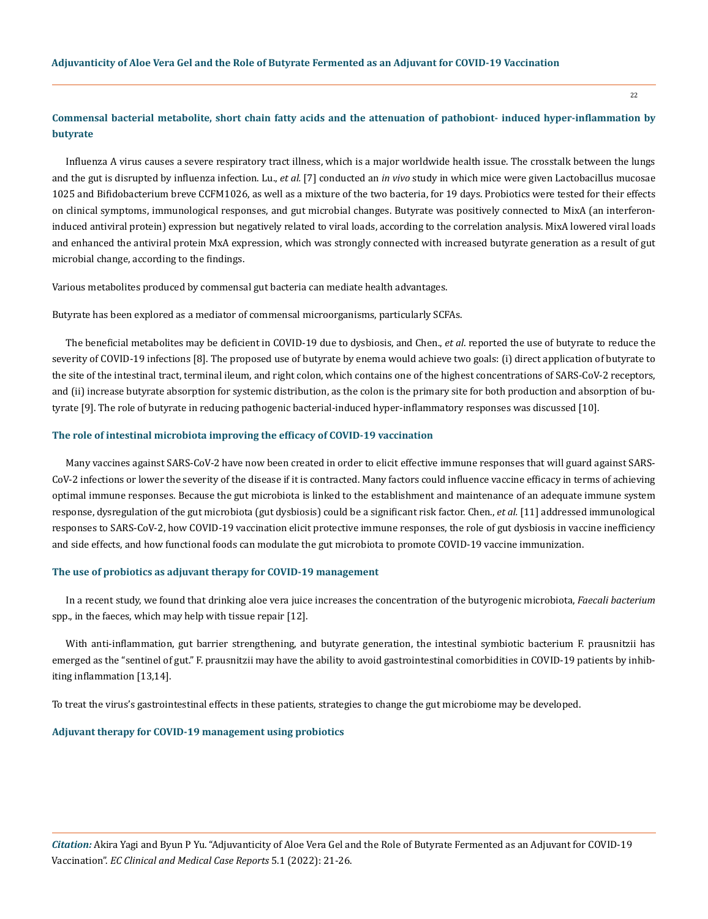### Commensal bacterial metabolite, short chain fatty acids and the attenuation of pathobiont- induced hyper-inflammation by butyrate

Influenza A virus causes a severe respiratory tract illness, which is a major worldwide health issue. The crosstalk between the lungs and the gut is disrupted by influenza infection. Lu., *et al.* [7] conducted an *in vivo* study in which mice were given Lactobacillus mucosae 1025 and Bifidobacterium breve CCFM1026, as well as a mixture of the two bacteria, for 19 days. Probiotics were tested for their effects on clinical symptoms, immunological responses, and gut microbial changes. Butyrate was positively connected to MixA (an interferon-induced antiviral protein) expression but negatively related to viral loads, according to the correlation analysis. MixA lowered viral loads and enhanced the antiviral protein MxA expression, which was strongly connected with increased butyrate generation as a result of gut microbial change, according to the findings.

Various metabolites produced by commensal gut bacteria can mediate health advantages.

Butyrate has been explored as a mediator of commensal microorganisms, particularly SCFAs.

The beneficial metabolites may be deficient in COVID-19 due to dysbiosis, and Chen., *et al*. reported the use of butyrate to reduce the severity of COVID-19 infections [8]. The proposed use of butyrate by enema would achieve two goals: (i) direct application of butyrate to the site of the intestinal tract, terminal ileum, and right colon, which contains one of the highest concentrations of SARS-CoV-2 receptors, and (ii) increase butyrate absorption for systemic distribution, as the colon is the primary site for both production and absorption of butyrate [9]. The role of butyrate in reducing pathogenic bacterial-induced hyper-inflammatory responses was discussed [10].

### The role of intestinal microbiota improving the efficacy of COVID-19 vaccination

Many vaccines against SARS-CoV-2 have now been created in order to elicit effective immune responses that will guard against SARS-CoV-2 infections or lower the severity of the disease if it is contracted. Many factors could influence vaccine efficacy in terms of achieving optimal immune responses. Because the gut microbiota is linked to the establishment and maintenance of an adequate immune system response, dysregulation of the gut microbiota (gut dysbiosis) could be a significant risk factor. Chen., *et al.* [11] addressed immunological responses to SARS-CoV-2, how COVID-19 vaccination elicit protective immune responses, the role of gut dysbiosis in vaccine inefficiency and side effects, and how functional foods can modulate the gut microbiota to promote COVID-19 vaccine immunization.

### The use of probiotics as adjuvant therapy for COVID-19 management

In a recent study, we found that drinking aloe vera juice increases the concentration of the butyrogenic microbiota, *Faecali bacterium* spp., in the faeces, which may help with tissue repair [12].

With anti-inflammation, gut barrier strengthening, and butyrate generation, the intestinal symbiotic bacterium F. prausnitzii has emerged as the "sentinel of gut." F. prausnitzii may have the ability to avoid gastrointestinal comorbidities in COVID-19 patients by inhibiting inflammation [13,14].

To treat the virus's gastrointestinal effects in these patients, strategies to change the gut microbiome may be developed.

### Adjuvant therapy for COVID-19 management using probiotics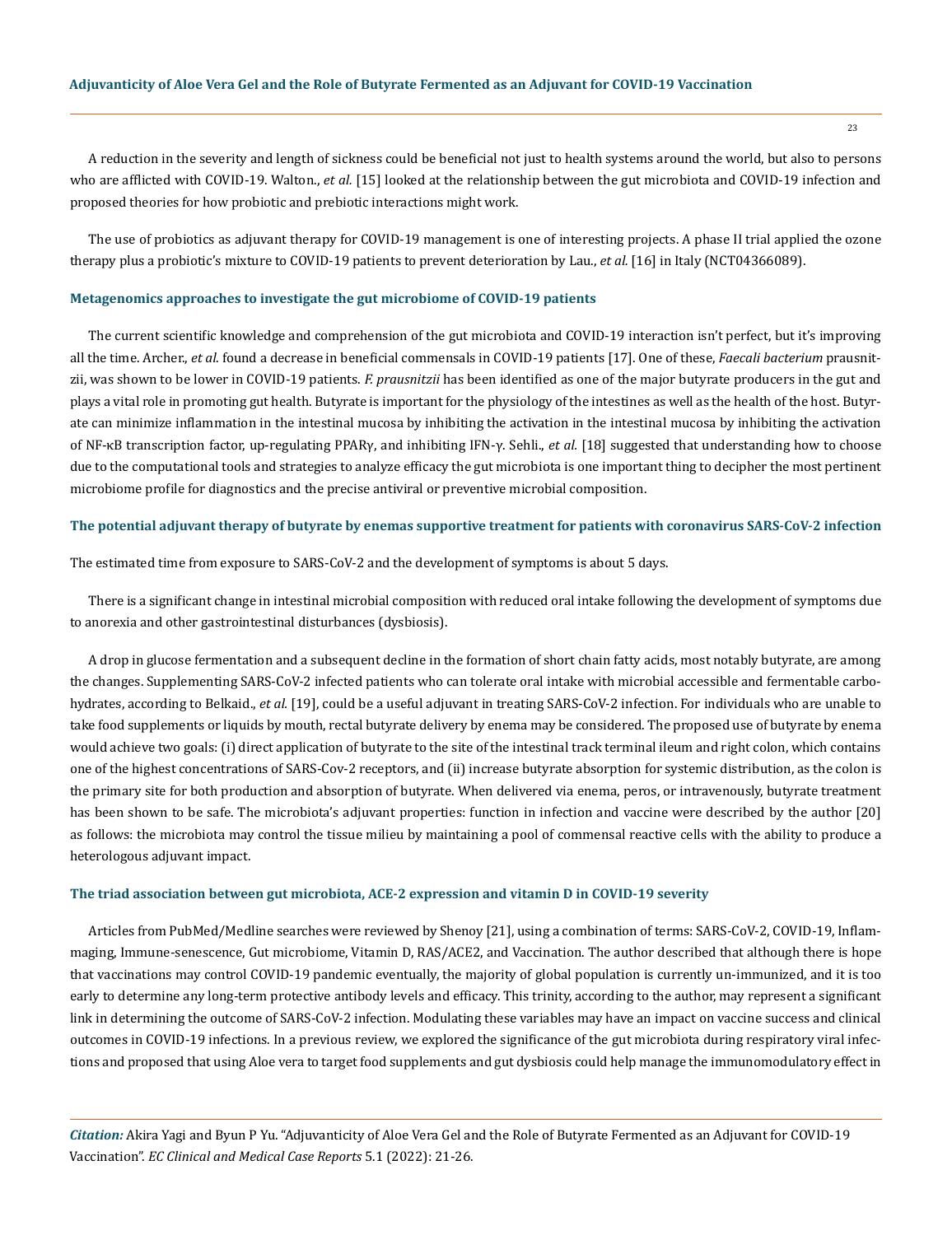A reduction in the severity and length of sickness could be beneficial not just to health systems around the world, but also to persons who are afflicted with COVID-19. Walton., *et al.* [15] looked at the relationship between the gut microbiota and COVID-19 infection and proposed theories for how probiotic and prebiotic interactions might work.

The use of probiotics as adjuvant therapy for COVID-19 management is one of interesting projects. A phase II trial applied the ozone therapy plus a probiotic's mixture to COVID-19 patients to prevent deterioration by Lau., *et al.* [16] in Italy (NCT04366089).

### Metagenomics approaches to investigate the gut microbiome of COVID-19 patients

The current scientific knowledge and comprehension of the gut microbiota and COVID-19 interaction isn't perfect, but it's improving all the time. Archer., *et al.* found a decrease in beneficial commensals in COVID-19 patients [17]. One of these, *Faecali bacterium* prausnitzii, was shown to be lower in COVID-19 patients. *F. prausnitzii* has been identified as one of the major butyrate producers in the gut and plays a vital role in promoting gut health. Butyrate is important for the physiology of the intestines as well as the health of the host. Butyrate can minimize inflammation in the intestinal mucosa by inhibiting the activation in the intestinal mucosa by inhibiting the activation of NF-κB transcription factor, up-regulating PPARγ, and inhibiting IFN-γ. Sehli., *et al.* [18] suggested that understanding how to choose due to the computational tools and strategies to analyze efficacy the gut microbiota is one important thing to decipher the most pertinent microbiome profile for diagnostics and the precise antiviral or preventive microbial composition.

### The potential adjuvant therapy of butyrate by enemas supportive treatment for patients with coronavirus SARS-CoV-2 infection

The estimated time from exposure to SARS-CoV-2 and the development of symptoms is about 5 days.

There is a significant change in intestinal microbial composition with reduced oral intake following the development of symptoms due to anorexia and other gastrointestinal disturbances (dysbiosis).

A drop in glucose fermentation and a subsequent decline in the formation of short chain fatty acids, most notably butyrate, are among the changes. Supplementing SARS-CoV-2 infected patients who can tolerate oral intake with microbial accessible and fermentable carbohydrates, according to Belkaid., *et al.* [19], could be a useful adjuvant in treating SARS-CoV-2 infection. For individuals who are unable to take food supplements or liquids by mouth, rectal butyrate delivery by enema may be considered. The proposed use of butyrate by enema would achieve two goals: (i) direct application of butyrate to the site of the intestinal track terminal ileum and right colon, which contains one of the highest concentrations of SARS-Cov-2 receptors, and (ii) increase butyrate absorption for systemic distribution, as the colon is the primary site for both production and absorption of butyrate. When delivered via enema, peros, or intravenously, butyrate treatment has been shown to be safe. The microbiota's adjuvant properties: function in infection and vaccine were described by the author [20] as follows: the microbiota may control the tissue milieu by maintaining a pool of commensal reactive cells with the ability to produce a heterologous adjuvant impact.

### The triad association between gut microbiota, ACE-2 expression and vitamin D in COVID-19 severity

Articles from PubMed/Medline searches were reviewed by Shenoy [21], using a combination of terms: SARS-CoV-2, COVID-19, Inflammaging, Immune-senescence, Gut microbiome, Vitamin D, RAS/ACE2, and Vaccination. The author described that although there is hope that vaccinations may control COVID-19 pandemic eventually, the majority of global population is currently un-immunized, and it is too early to determine any long-term protective antibody levels and efficacy. This trinity, according to the author, may represent a significant link in determining the outcome of SARS-CoV-2 infection. Modulating these variables may have an impact on vaccine success and clinical outcomes in COVID-19 infections. In a previous review, we explored the significance of the gut microbiota during respiratory viral infections and proposed that using Aloe vera to target food supplements and gut dysbiosis could help manage the immunomodulatory effect in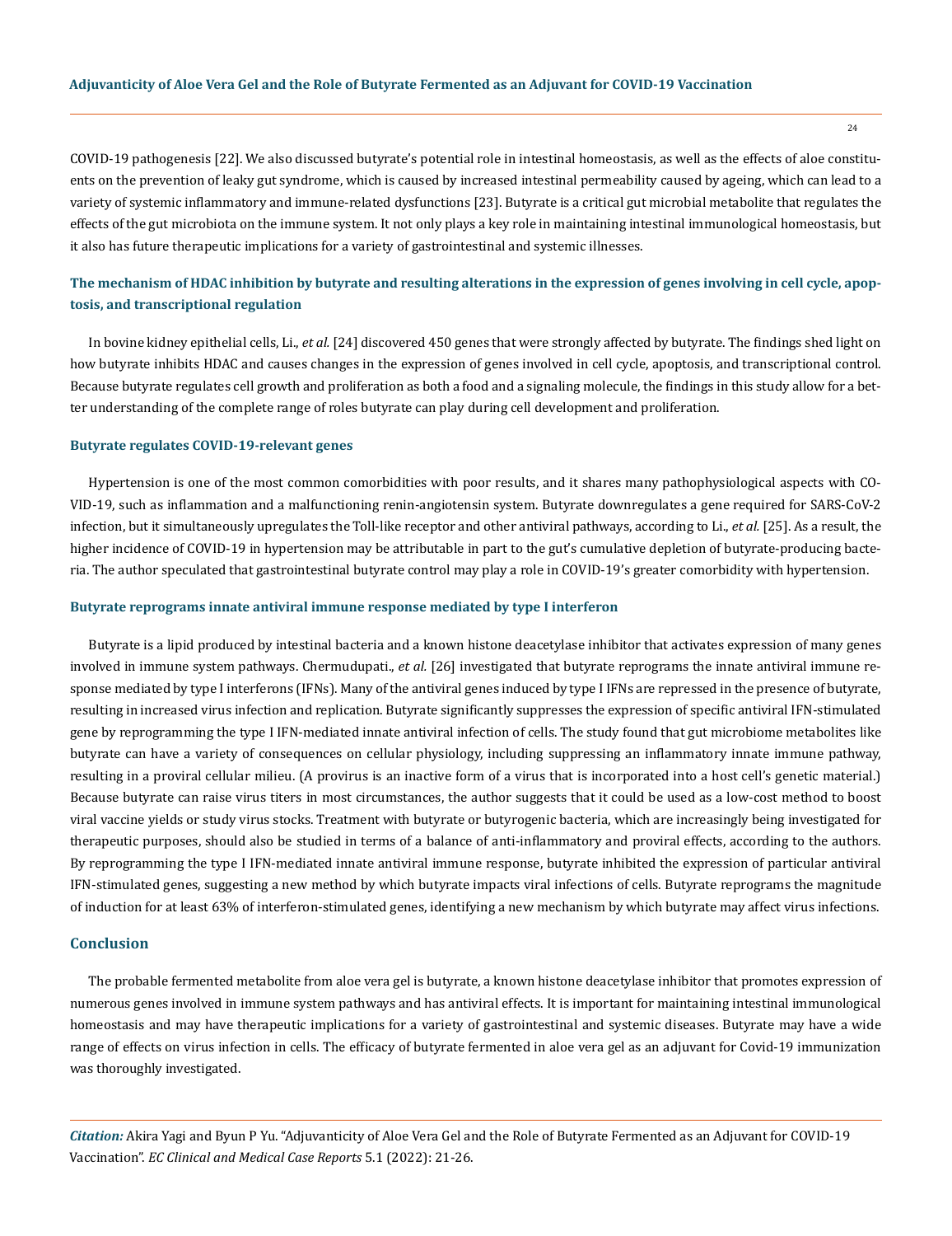COVID-19 pathogenesis [22]. We also discussed butyrate's potential role in intestinal homeostasis, as well as the effects of aloe constituents on the prevention of leaky gut syndrome, which is caused by increased intestinal permeability caused by ageing, which can lead to a variety of systemic inflammatory and immune-related dysfunctions [23]. Butyrate is a critical gut microbial metabolite that regulates the effects of the gut microbiota on the immune system. It not only plays a key role in maintaining intestinal immunological homeostasis, but it also has future therapeutic implications for a variety of gastrointestinal and systemic illnesses.

### The mechanism of HDAC inhibition by butyrate and resulting alterations in the expression of genes involving in cell cycle, apoptosis, and transcriptional regulation

In bovine kidney epithelial cells, Li., *et al.* [24] discovered 450 genes that were strongly affected by butyrate. The findings shed light on how butyrate inhibits HDAC and causes changes in the expression of genes involved in cell cycle, apoptosis, and transcriptional control. Because butyrate regulates cell growth and proliferation as both a food and a signaling molecule, the findings in this study allow for a better understanding of the complete range of roles butyrate can play during cell development and proliferation.

#### Butyrate regulates COVID-19-relevant genes

Hypertension is one of the most common comorbidities with poor results, and it shares many pathophysiological aspects with COVID-19, such as inflammation and a malfunctioning renin-angiotensin system. Butyrate downregulates a gene required for SARS-CoV-2 infection, but it simultaneously upregulates the Toll-like receptor and other antiviral pathways, according to Li., *et al.* [25]. As a result, the higher incidence of COVID-19 in hypertension may be attributable in part to the gut's cumulative depletion of butyrate-producing bacteria. The author speculated that gastrointestinal butyrate control may play a role in COVID-19's greater comorbidity with hypertension.

#### Butyrate reprograms innate antiviral immune response mediated by type I interferon

Butyrate is a lipid produced by intestinal bacteria and a known histone deacetylase inhibitor that activates expression of many genes involved in immune system pathways. Chermudupati., *et al.* [26] investigated that butyrate reprograms the innate antiviral immune response mediated by type I interferons (IFNs). Many of the antiviral genes induced by type I IFNs are repressed in the presence of butyrate, resulting in increased virus infection and replication. Butyrate significantly suppresses the expression of specific antiviral IFN-stimulated gene by reprogramming the type I IFN-mediated innate antiviral infection of cells. The study found that gut microbiome metabolites like butyrate can have a variety of consequences on cellular physiology, including suppressing an inflammatory innate immune pathway, resulting in a proviral cellular milieu. (A provirus is an inactive form of a virus that is incorporated into a host cell's genetic material.) Because butyrate can raise virus titers in most circumstances, the author suggests that it could be used as a low-cost method to boost viral vaccine yields or study virus stocks. Treatment with butyrate or butyrogenic bacteria, which are increasingly being investigated for therapeutic purposes, should also be studied in terms of a balance of anti-inflammatory and proviral effects, according to the authors. By reprogramming the type I IFN-mediated innate antiviral immune response, butyrate inhibited the expression of particular antiviral IFN-stimulated genes, suggesting a new method by which butyrate impacts viral infections of cells. Butyrate reprograms the magnitude of induction for at least 63% of interferon-stimulated genes, identifying a new mechanism by which butyrate may affect virus infections.

## Conclusion

The probable fermented metabolite from aloe vera gel is butyrate, a known histone deacetylase inhibitor that promotes expression of numerous genes involved in immune system pathways and has antiviral effects. It is important for maintaining intestinal immunological homeostasis and may have therapeutic implications for a variety of gastrointestinal and systemic diseases. Butyrate may have a wide range of effects on virus infection in cells. The efficacy of butyrate fermented in aloe vera gel as an adjuvant for Covid-19 immunization was thoroughly investigated.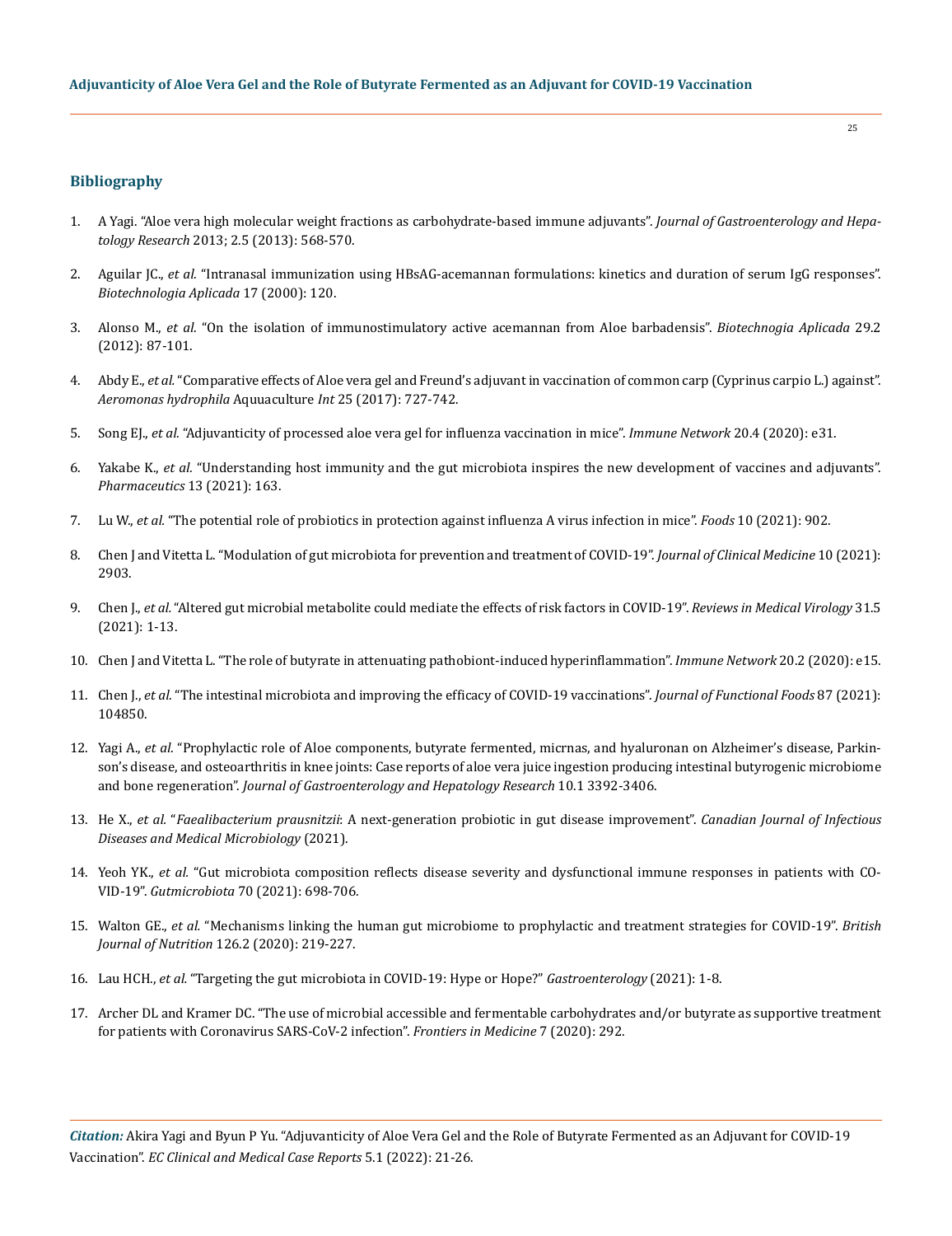## Bibliography

1. A Yagi. "Aloe vera high molecular weight fractions as carbohydrate-based immune adjuvants". *Journal of Gastroenterology and Hepatology Research* 2013; 2.5 (2013): 568-570.
2. Aguilar JC., *et al.* "Intranasal immunization using HBsAG-acemannan formulations: kinetics and duration of serum IgG responses". *Biotechnologia Aplicada* 17 (2000): 120.
3. Alonso M., *et al.* "On the isolation of immunostimulatory active acemannan from Aloe barbadensis". *Biotechnogia Aplicada* 29.2 (2012): 87-101.
4. Abdy E., *et al.* "Comparative effects of Aloe vera gel and Freund's adjuvant in vaccination of common carp (Cyprinus carpio L.) against". *Aeromonas hydrophila* Aquuaculture *Int* 25 (2017): 727-742.
5. Song EJ., *et al.* "Adjuvanticity of processed aloe vera gel for influenza vaccination in mice". *Immune Network* 20.4 (2020): e31.
6. Yakabe K., *et al.* "Understanding host immunity and the gut microbiota inspires the new development of vaccines and adjuvants". *Pharmaceutics* 13 (2021): 163.
7. Lu W., *et al.* "The potential role of probiotics in protection against influenza A virus infection in mice". *Foods* 10 (2021): 902.
8. Chen J and Vitetta L. "Modulation of gut microbiota for prevention and treatment of COVID-19". *Journal of Clinical Medicine* 10 (2021): 2903.
9. Chen J., *et al.* "Altered gut microbial metabolite could mediate the effects of risk factors in COVID-19". *Reviews in Medical Virology* 31.5 (2021): 1-13.
10. Chen J and Vitetta L. "The role of butyrate in attenuating pathobiont-induced hyperinflammation". *Immune Network* 20.2 (2020): e15.
11. Chen J., *et al.* "The intestinal microbiota and improving the efficacy of COVID-19 vaccinations". *Journal of Functional Foods* 87 (2021): 104850.
12. Yagi A., *et al.* "Prophylactic role of Aloe components, butyrate fermented, micrnas, and hyaluronan on Alzheimer's disease, Parkinson's disease, and osteoarthritis in knee joints: Case reports of aloe vera juice ingestion producing intestinal butyrogenic microbiome and bone regeneration". *Journal of Gastroenterology and Hepatology Research* 10.1 3392-3406.
13. He X., *et al.* "*Faealibacterium prausnitzii*: A next-generation probiotic in gut disease improvement". *Canadian Journal of Infectious Diseases and Medical Microbiology* (2021).
14. Yeoh YK., *et al.* "Gut microbiota composition reflects disease severity and dysfunctional immune responses in patients with COVID-19". *Gutmicrobiota* 70 (2021): 698-706.
15. Walton GE., *et al.* "Mechanisms linking the human gut microbiome to prophylactic and treatment strategies for COVID-19". *British Journal of Nutrition* 126.2 (2020): 219-227.
16. Lau HCH., *et al.* "Targeting the gut microbiota in COVID-19: Hype or Hope?" *Gastroenterology* (2021): 1-8.
17. Archer DL and Kramer DC. "The use of microbial accessible and fermentable carbohydrates and/or butyrate as supportive treatment for patients with Coronavirus SARS-CoV-2 infection". *Frontiers in Medicine* 7 (2020): 292.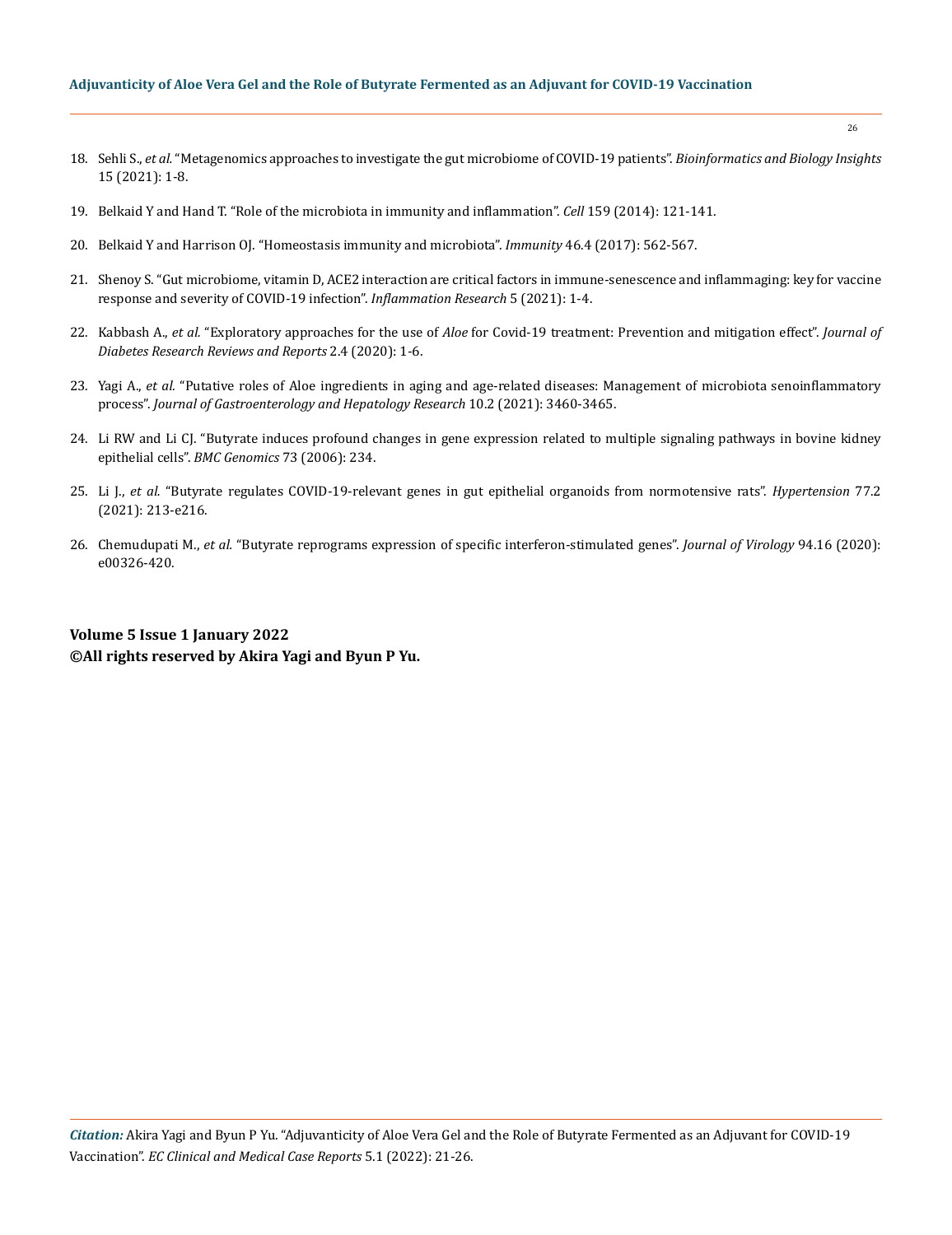18. Sehli S., *et al.* "Metagenomics approaches to investigate the gut microbiome of COVID-19 patients". *Bioinformatics and Biology Insights* 15 (2021): 1-8.

19. Belkaid Y and Hand T. "Role of the microbiota in immunity and inflammation". *Cell* 159 (2014): 121-141.

20. Belkaid Y and Harrison OJ. "Homeostasis immunity and microbiota". *Immunity* 46.4 (2017): 562-567.

21. Shenoy S. "Gut microbiome, vitamin D, ACE2 interaction are critical factors in immune-senescence and inflammaging: key for vaccine response and severity of COVID-19 infection". *Inflammation Research* 5 (2021): 1-4.

22. Kabbash A., *et al.* "Exploratory approaches for the use of *Aloe* for Covid-19 treatment: Prevention and mitigation effect". *Journal of Diabetes Research Reviews and Reports* 2.4 (2020): 1-6.

23. Yagi A., *et al.* "Putative roles of Aloe ingredients in aging and age-related diseases: Management of microbiota senoinflammatory process". *Journal of Gastroenterology and Hepatology Research* 10.2 (2021): 3460-3465.

24. Li RW and Li CJ. "Butyrate induces profound changes in gene expression related to multiple signaling pathways in bovine kidney epithelial cells". *BMC Genomics* 73 (2006): 234.

25. Li J., *et al.* "Butyrate regulates COVID-19-relevant genes in gut epithelial organoids from normotensive rats". *Hypertension* 77.2 (2021): 213-e216.

26. Chemudupati M., *et al.* "Butyrate reprograms expression of specific interferon-stimulated genes". *Journal of Virology* 94.16 (2020): e00326-420.

**Volume 5 Issue 1 January 2022**
**©All rights reserved by Akira Yagi and Byun P Yu.**